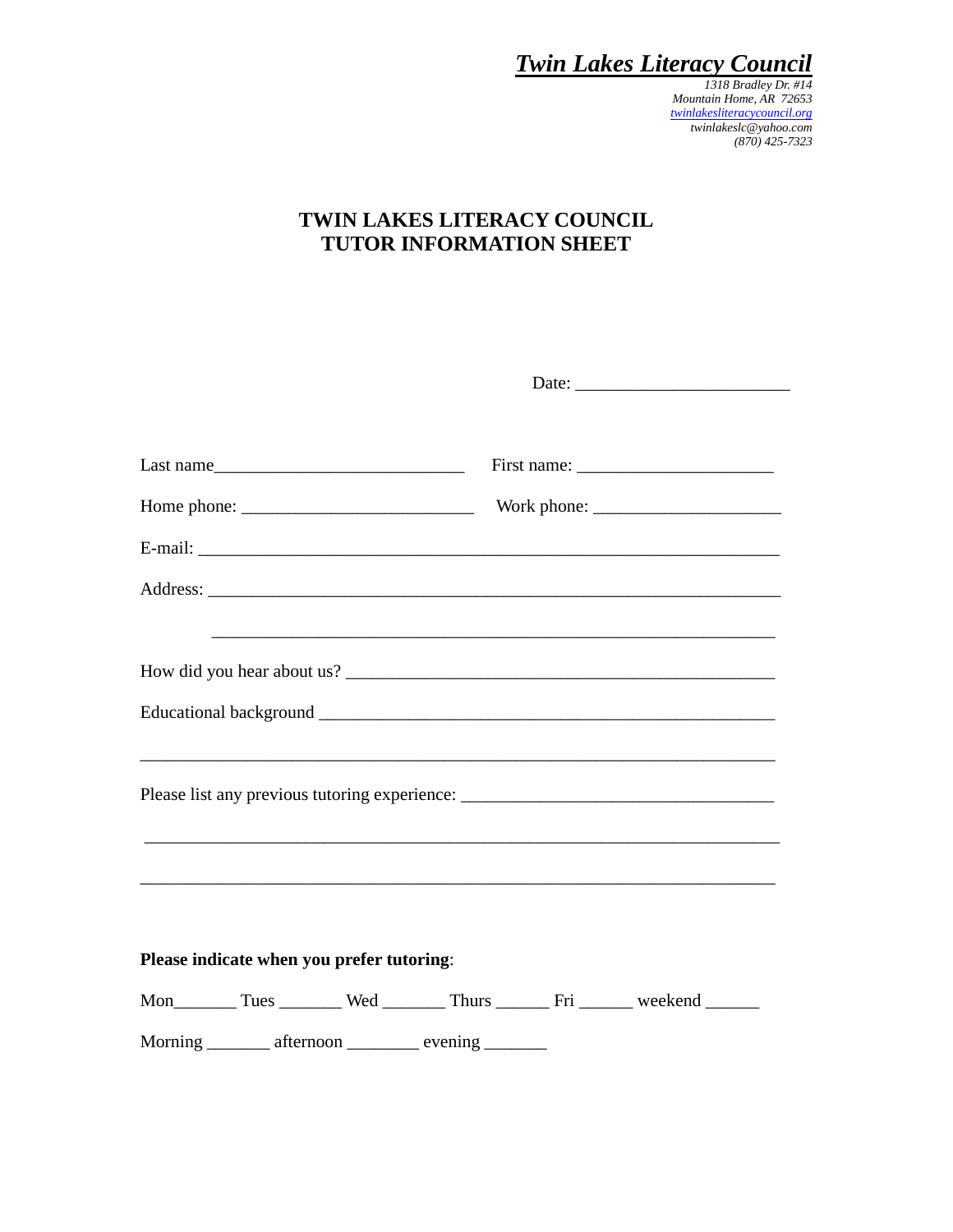***Twin Lakes Literacy Council***

*1318 Bradley Dr. #14*
*Mountain Home, AR 72653*
*twinlakesliteracycouncil.org*
*twinlakeslc@yahoo.com*
*(870) 425-7323*

# TWIN LAKES LITERACY COUNCIL
# TUTOR INFORMATION SHEET

Date: ________________________

Last name___________________________ First name: ______________________

Home phone: _________________________ Work phone: _____________________

E-mail: _________________________________________________________________

Address: ________________________________________________________________

_______________________________________________________________

How did you hear about us? ________________________________________________

Educational background ____________________________________________________

_______________________________________________________________________

Please list any previous tutoring experience: ___________________________________

_______________________________________________________________________

_______________________________________________________________________

**Please indicate when you prefer tutoring**:

Mon_______ Tues _______ Wed _______ Thurs ______ Fri ______ weekend ______

Morning _______ afternoon ________ evening _______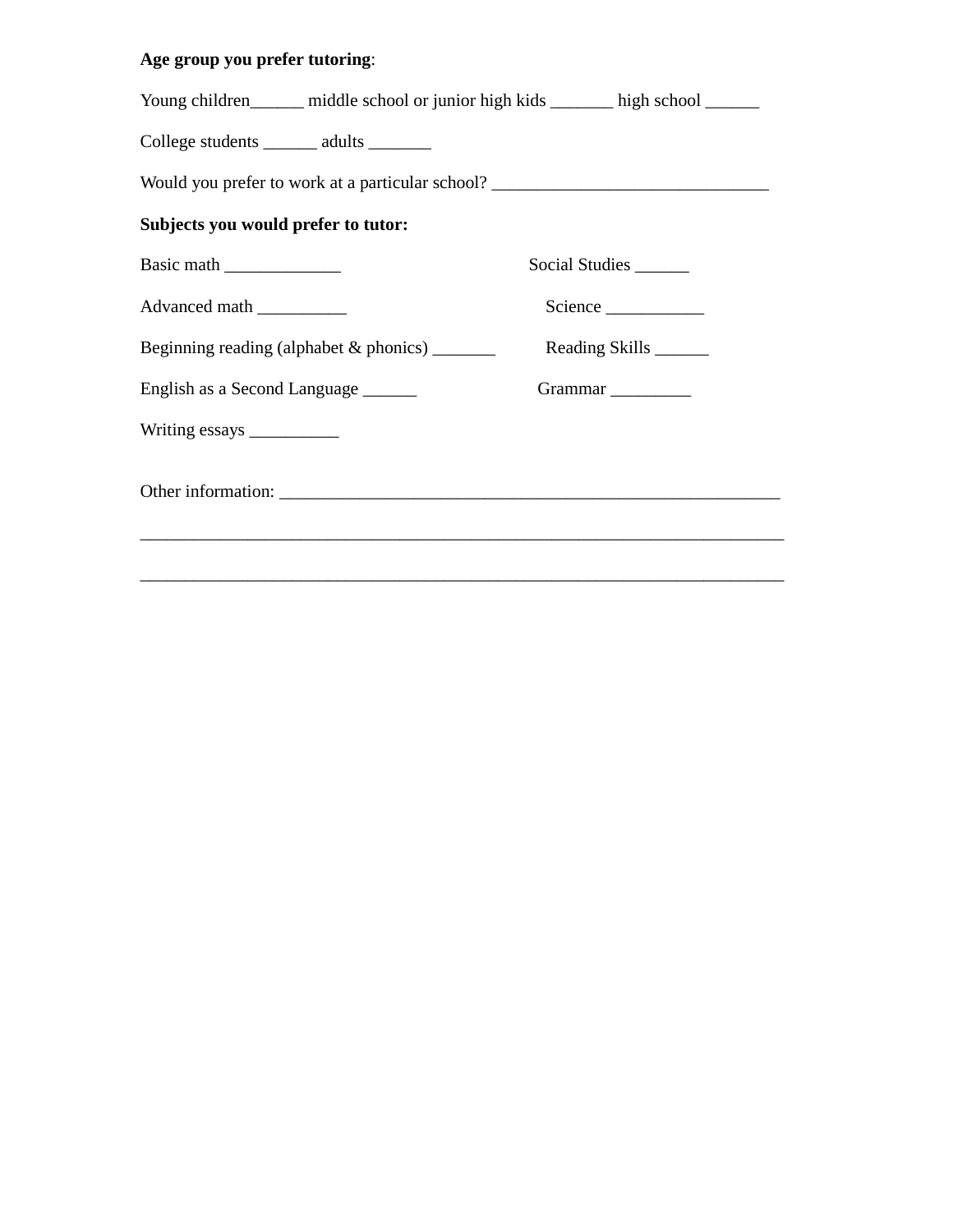**Age group you prefer tutoring**:

Young children______ middle school or junior high kids _______ high school ______

College students ______ adults _______

Would you prefer to work at a particular school? ______________________________

**Subjects you would prefer to tutor:**

Basic math _____________

Advanced math __________

Beginning reading (alphabet & phonics) _______

English as a Second Language ______

Writing essays __________

Social Studies ______

Science ___________

Reading Skills ______

Grammar _________

Other information: _______________________________________________________

______________________________________________________________________

______________________________________________________________________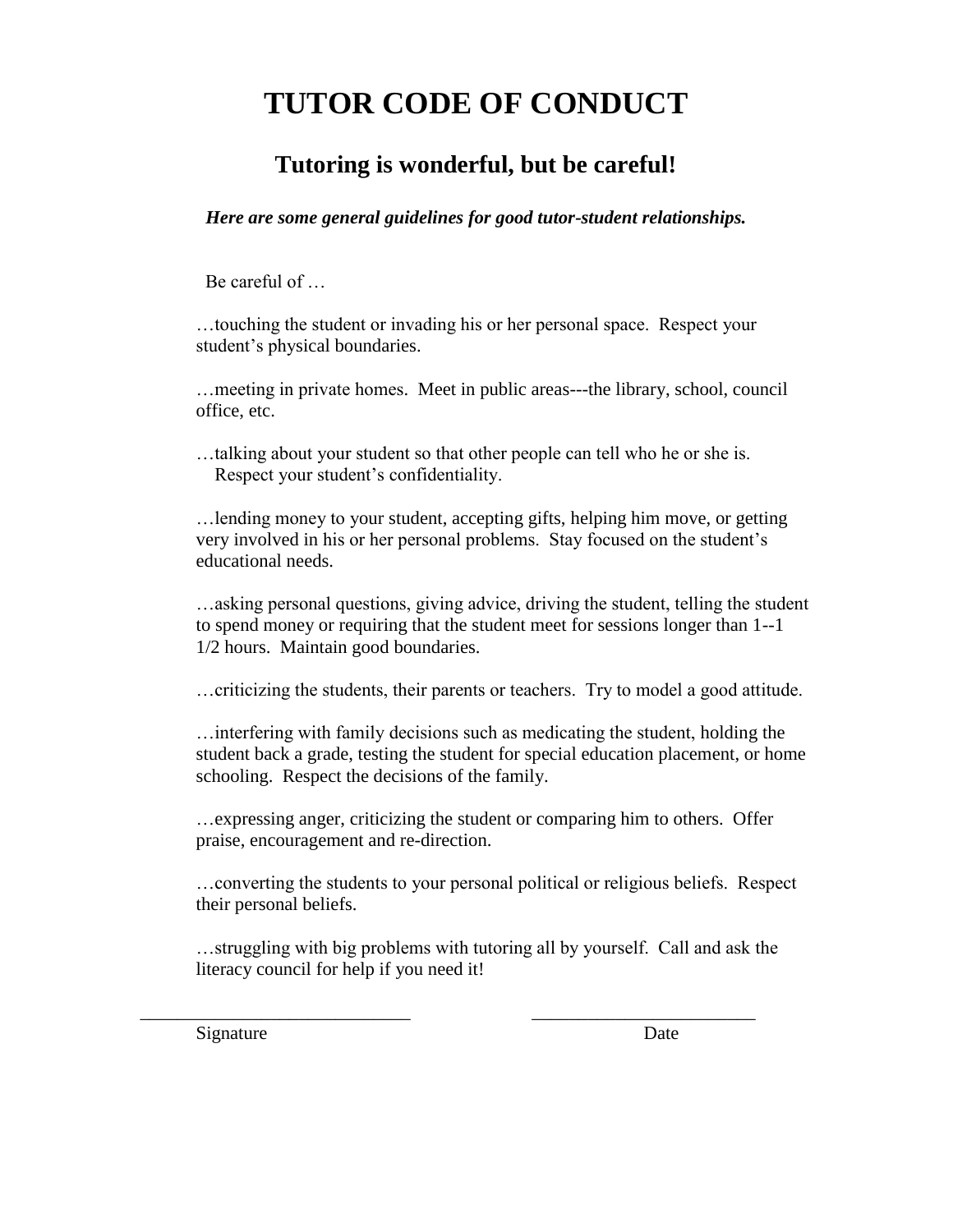# TUTOR CODE OF CONDUCT

## Tutoring is wonderful, but be careful!

***Here are some general guidelines for good tutor-student relationships.***

Be careful of …

…touching the student or invading his or her personal space. Respect your student's physical boundaries.

…meeting in private homes. Meet in public areas---the library, school, council office, etc.

…talking about your student so that other people can tell who he or she is. Respect your student's confidentiality.

…lending money to your student, accepting gifts, helping him move, or getting very involved in his or her personal problems. Stay focused on the student's educational needs.

…asking personal questions, giving advice, driving the student, telling the student to spend money or requiring that the student meet for sessions longer than 1--1 1/2 hours. Maintain good boundaries.

…criticizing the students, their parents or teachers. Try to model a good attitude.

…interfering with family decisions such as medicating the student, holding the student back a grade, testing the student for special education placement, or home schooling. Respect the decisions of the family.

…expressing anger, criticizing the student or comparing him to others. Offer praise, encouragement and re-direction.

…converting the students to your personal political or religious beliefs. Respect their personal beliefs.

…struggling with big problems with tutoring all by yourself. Call and ask the literacy council for help if you need it!

______________________________ ________________________

Signature Date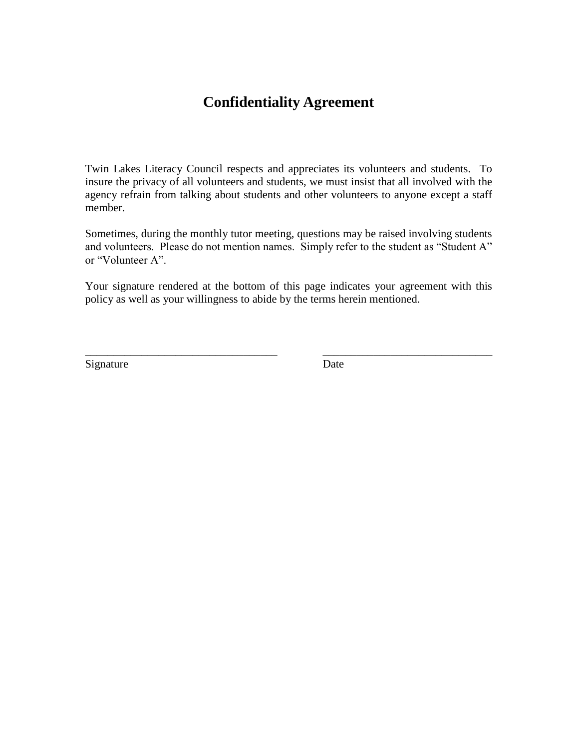# Confidentiality Agreement

Twin Lakes Literacy Council respects and appreciates its volunteers and students. To insure the privacy of all volunteers and students, we must insist that all involved with the agency refrain from talking about students and other volunteers to anyone except a staff member.

Sometimes, during the monthly tutor meeting, questions may be raised involving students and volunteers. Please do not mention names. Simply refer to the student as "Student A" or "Volunteer A".

Your signature rendered at the bottom of this page indicates your agreement with this policy as well as your willingness to abide by the terms herein mentioned.

___________________________________ &nbsp;&nbsp;&nbsp;&nbsp;&nbsp;&nbsp;&nbsp;&nbsp; _______________________________

Signature &nbsp;&nbsp;&nbsp;&nbsp;&nbsp;&nbsp;&nbsp;&nbsp;&nbsp;&nbsp;&nbsp;&nbsp;&nbsp;&nbsp;&nbsp;&nbsp;&nbsp;&nbsp;&nbsp;&nbsp;&nbsp;&nbsp;&nbsp;&nbsp;&nbsp;&nbsp;&nbsp;&nbsp;&nbsp;&nbsp;&nbsp;&nbsp;&nbsp;&nbsp;&nbsp;&nbsp;&nbsp;&nbsp;&nbsp;&nbsp;&nbsp;&nbsp;&nbsp;&nbsp;&nbsp;&nbsp;&nbsp; Date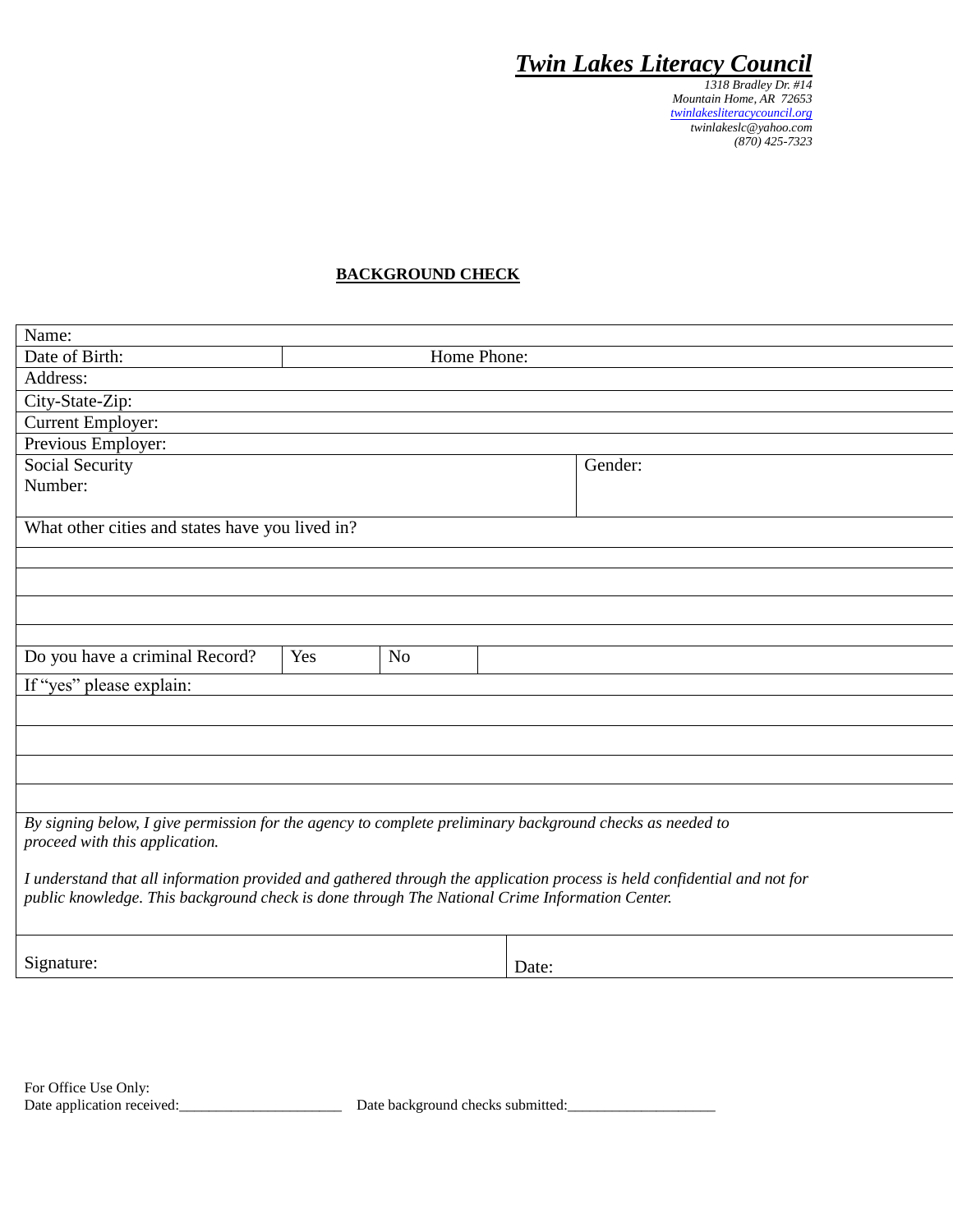# *Twin Lakes Literacy Council*

*1318 Bradley Dr. #14*
*Mountain Home, AR 72653*
*twinlakesliteracycouncil.org*
*twinlakeslc@yahoo.com*
*(870) 425-7323*

## BACKGROUND CHECK

| Name: | | | |
|---|---|---|---|
| Date of Birth: | Home Phone: | | |
| Address: | | | |
| City-State-Zip: | | | |
| Current Employer: | | | |
| Previous Employer: | | | |
| Social Security Number: | | | Gender: |
| What other cities and states have you lived in? | | | |
| | | | |
| | | | |
| | | | |
| | | | |
| Do you have a criminal Record? | Yes | No | |
| If "yes" please explain: | | | |
| | | | |
| | | | |
| | | | |
| | | | |

*By signing below, I give permission for the agency to complete preliminary background checks as needed to proceed with this application.*

*I understand that all information provided and gathered through the application process is held confidential and not for public knowledge. This background check is done through The National Crime Information Center.*

| Signature: | Date: |
|---|---|

For Office Use Only:
Date application received:______________________ Date background checks submitted:____________________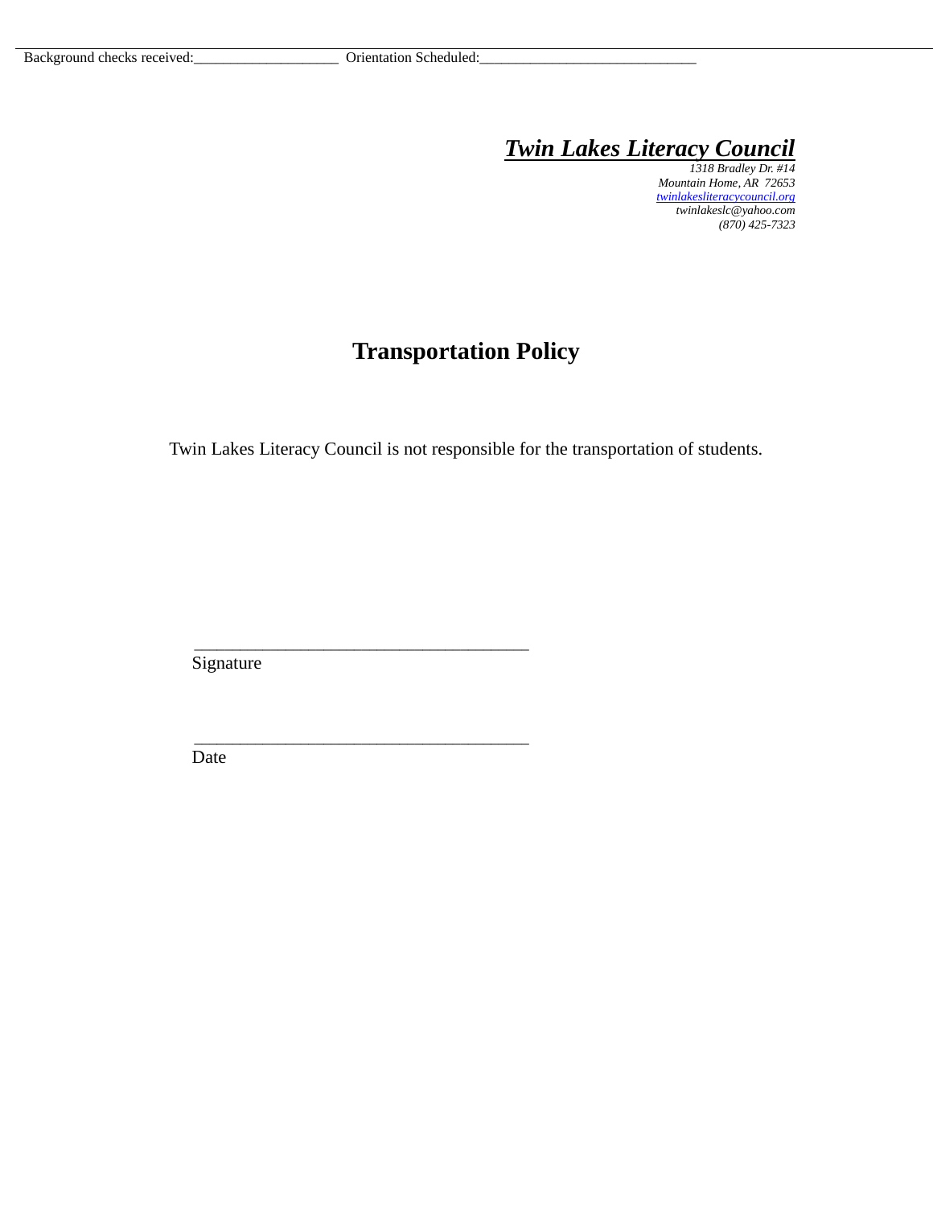Background checks received:___________________ Orientation Scheduled:_____________________________

***Twin Lakes Literacy Council***

*1318 Bradley Dr. #14*
*Mountain Home, AR 72653*
*twinlakesliteracycouncil.org*
*twinlakeslc@yahoo.com*
*(870) 425-7323*

# Transportation Policy

Twin Lakes Literacy Council is not responsible for the transportation of students.

_______________________________________
Signature

_______________________________________
Date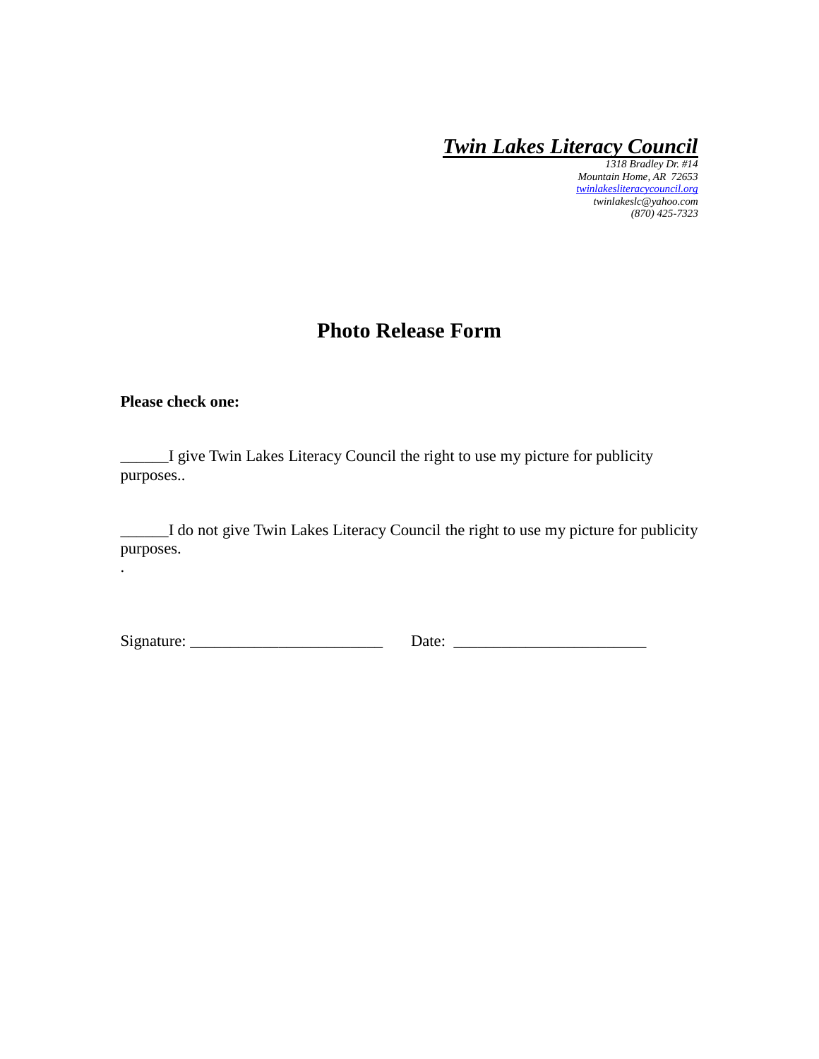***Twin Lakes Literacy Council***

*1318 Bradley Dr. #14*
*Mountain Home, AR 72653*
*twinlakesliteracycouncil.org*
*twinlakeslc@yahoo.com*
*(870) 425-7323*

# Photo Release Form

**Please check one:**

______I give Twin Lakes Literacy Council the right to use my picture for publicity purposes..

______I do not give Twin Lakes Literacy Council the right to use my picture for publicity purposes.

.

Signature: ________________________ Date: ________________________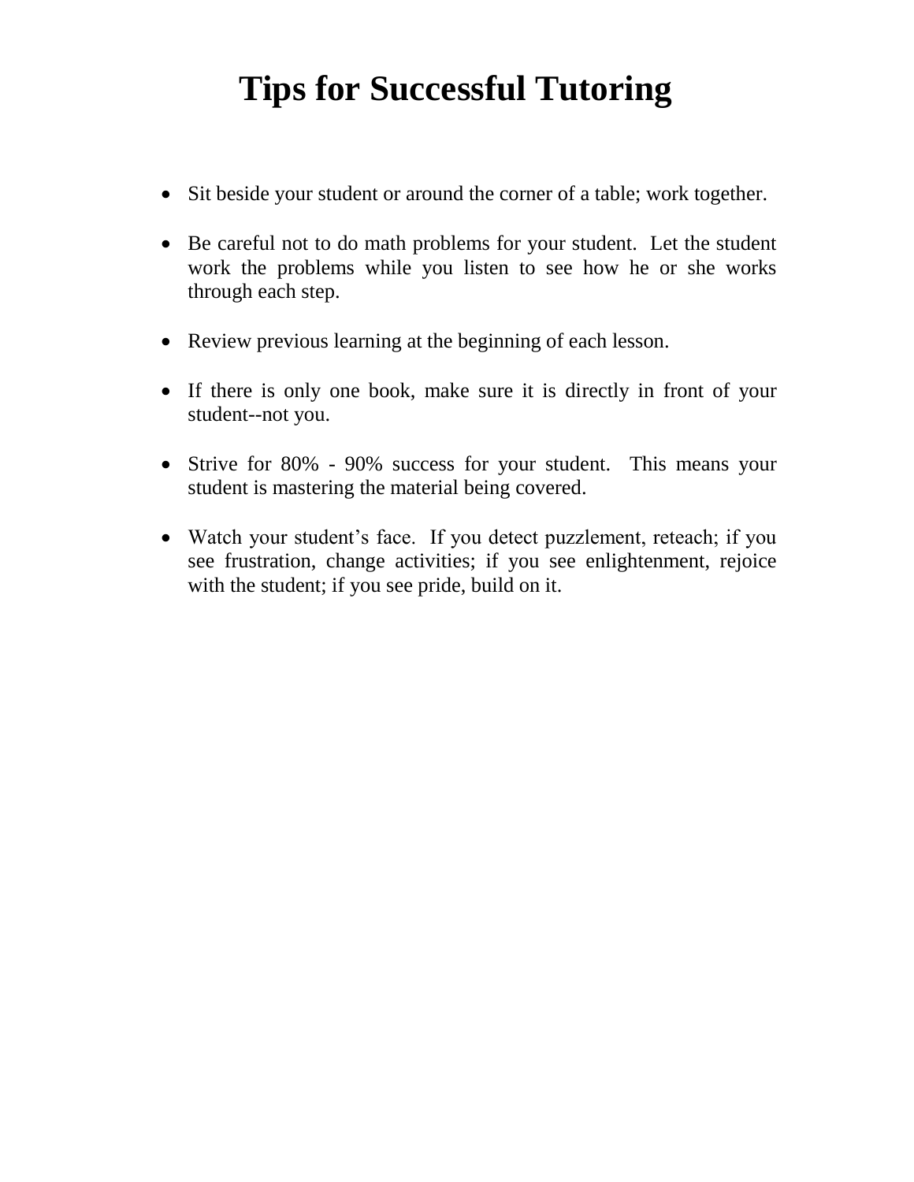# Tips for Successful Tutoring

- Sit beside your student or around the corner of a table; work together.
- Be careful not to do math problems for your student. Let the student work the problems while you listen to see how he or she works through each step.
- Review previous learning at the beginning of each lesson.
- If there is only one book, make sure it is directly in front of your student--not you.
- Strive for 80% - 90% success for your student. This means your student is mastering the material being covered.
- Watch your student's face. If you detect puzzlement, reteach; if you see frustration, change activities; if you see enlightenment, rejoice with the student; if you see pride, build on it.